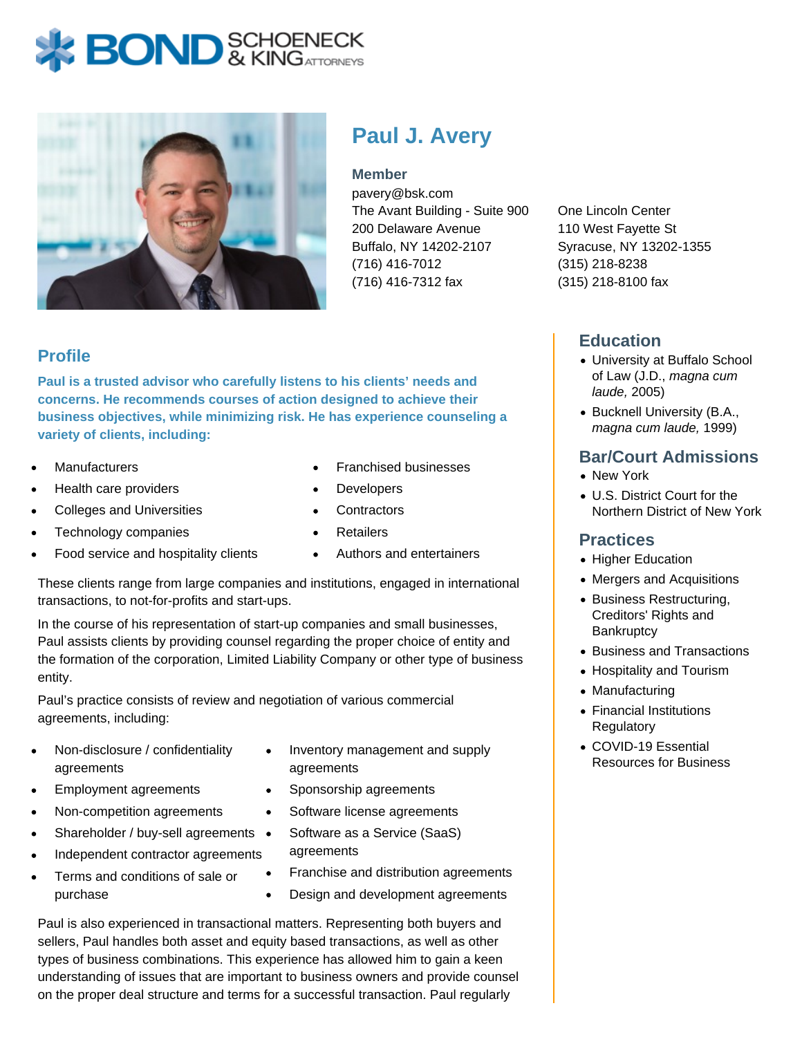# Paul J. Avery

**Member**

pavery@bsk.com

The Avant Building - Suite 900
200 Delaware Avenue
Buffalo, NY 14202-2107
(716) 416-7012
(716) 416-7312 fax

One Lincoln Center
110 West Fayette St
Syracuse, NY 13202-1355
(315) 218-8238
(315) 218-8100 fax

## Profile

**Paul is a trusted advisor who carefully listens to his clients' needs and concerns. He recommends courses of action designed to achieve their business objectives, while minimizing risk. He has experience counseling a variety of clients, including:**

- Manufacturers
- Health care providers
- Colleges and Universities
- Technology companies
- Food service and hospitality clients
- Franchised businesses
- Developers
- Contractors
- Retailers
- Authors and entertainers

These clients range from large companies and institutions, engaged in international transactions, to not-for-profits and start-ups.

In the course of his representation of start-up companies and small businesses, Paul assists clients by providing counsel regarding the proper choice of entity and the formation of the corporation, Limited Liability Company or other type of business entity.

Paul's practice consists of review and negotiation of various commercial agreements, including:

- Non-disclosure / confidentiality agreements
- Employment agreements
- Non-competition agreements
- Shareholder / buy-sell agreements
- Independent contractor agreements
- Terms and conditions of sale or purchase
- Inventory management and supply agreements
- Sponsorship agreements
- Software license agreements
- Software as a Service (SaaS) agreements
- Franchise and distribution agreements
- Design and development agreements

Paul is also experienced in transactional matters. Representing both buyers and sellers, Paul handles both asset and equity based transactions, as well as other types of business combinations. This experience has allowed him to gain a keen understanding of issues that are important to business owners and provide counsel on the proper deal structure and terms for a successful transaction. Paul regularly

## Education

- University at Buffalo School of Law (J.D., *magna cum laude,* 2005)
- Bucknell University (B.A., *magna cum laude,* 1999)

## Bar/Court Admissions

- New York
- U.S. District Court for the Northern District of New York

## Practices

- Higher Education
- Mergers and Acquisitions
- Business Restructuring, Creditors' Rights and Bankruptcy
- Business and Transactions
- Hospitality and Tourism
- Manufacturing
- Financial Institutions Regulatory
- COVID-19 Essential Resources for Business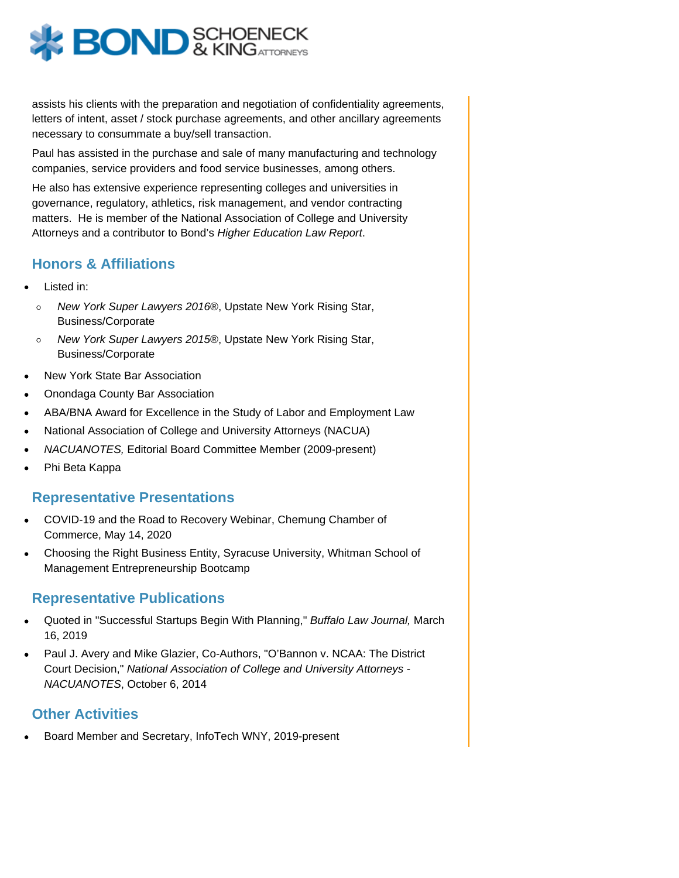assists his clients with the preparation and negotiation of confidentiality agreements, letters of intent, asset / stock purchase agreements, and other ancillary agreements necessary to consummate a buy/sell transaction.

Paul has assisted in the purchase and sale of many manufacturing and technology companies, service providers and food service businesses, among others.

He also has extensive experience representing colleges and universities in governance, regulatory, athletics, risk management, and vendor contracting matters. He is member of the National Association of College and University Attorneys and a contributor to Bond's *Higher Education Law Report*.

## Honors & Affiliations

- Listed in:
  - *New York Super Lawyers 2016®*, Upstate New York Rising Star, Business/Corporate
  - *New York Super Lawyers 2015®*, Upstate New York Rising Star, Business/Corporate
- New York State Bar Association
- Onondaga County Bar Association
- ABA/BNA Award for Excellence in the Study of Labor and Employment Law
- National Association of College and University Attorneys (NACUA)
- *NACUANOTES,* Editorial Board Committee Member (2009-present)
- Phi Beta Kappa

## Representative Presentations

- COVID-19 and the Road to Recovery Webinar, Chemung Chamber of Commerce, May 14, 2020
- Choosing the Right Business Entity, Syracuse University, Whitman School of Management Entrepreneurship Bootcamp

## Representative Publications

- Quoted in "Successful Startups Begin With Planning," *Buffalo Law Journal,* March 16, 2019
- Paul J. Avery and Mike Glazier, Co-Authors, "O'Bannon v. NCAA: The District Court Decision," *National Association of College and University Attorneys - NACUANOTES*, October 6, 2014

## Other Activities

- Board Member and Secretary, InfoTech WNY, 2019-present